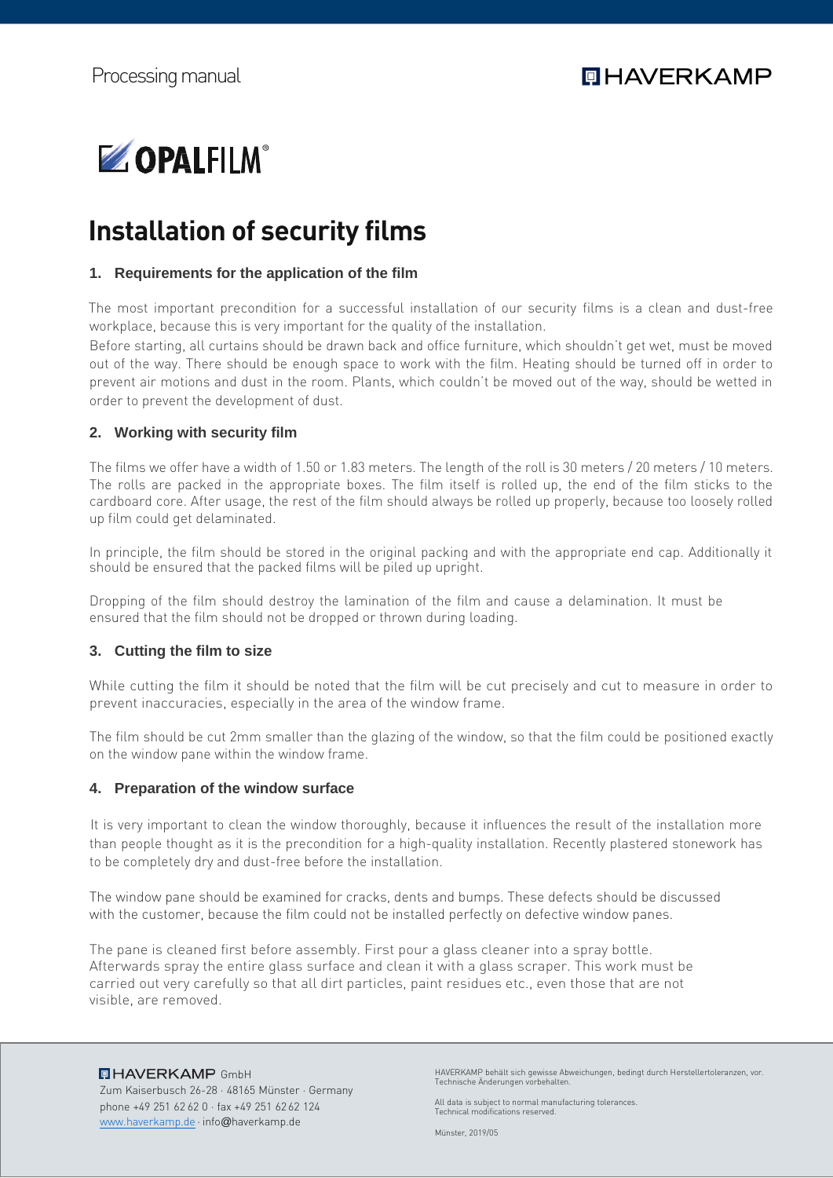Processing manual

HAVERKAMP

OPALFILM®

# Installation of security films

## 1. Requirements for the application of the film

The most important precondition for a successful installation of our security films is a clean and dust-free workplace, because this is very important for the quality of the installation.
Before starting, all curtains should be drawn back and office furniture, which shouldn't get wet, must be moved out of the way. There should be enough space to work with the film. Heating should be turned off in order to prevent air motions and dust in the room. Plants, which couldn't be moved out of the way, should be wetted in order to prevent the development of dust.

## 2. Working with security film

The films we offer have a width of 1.50 or 1.83 meters. The length of the roll is 30 meters / 20 meters / 10 meters. The rolls are packed in the appropriate boxes. The film itself is rolled up, the end of the film sticks to the cardboard core. After usage, the rest of the film should always be rolled up properly, because too loosely rolled up film could get delaminated.

In principle, the film should be stored in the original packing and with the appropriate end cap. Additionally it should be ensured that the packed films will be piled up upright.

Dropping of the film should destroy the lamination of the film and cause a delamination. It must be ensured that the film should not be dropped or thrown during loading.

## 3. Cutting the film to size

While cutting the film it should be noted that the film will be cut precisely and cut to measure in order to prevent inaccuracies, especially in the area of the window frame.

The film should be cut 2mm smaller than the glazing of the window, so that the film could be positioned exactly on the window pane within the window frame.

## 4. Preparation of the window surface

It is very important to clean the window thoroughly, because it influences the result of the installation more than people thought as it is the precondition for a high-quality installation. Recently plastered stonework has to be completely dry and dust-free before the installation.

The window pane should be examined for cracks, dents and bumps. These defects should be discussed with the customer, because the film could not be installed perfectly on defective window panes.

The pane is cleaned first before assembly. First pour a glass cleaner into a spray bottle. Afterwards spray the entire glass surface and clean it with a glass scraper. This work must be carried out very carefully so that all dirt particles, paint residues etc., even those that are not visible, are removed.

HAVERKAMP GmbH
Zum Kaiserbusch 26-28 · 48165 Münster · Germany
phone +49 251 62 62 0 · fax +49 251 62 62 124
www.haverkamp.de · info@haverkamp.de

HAVERKAMP behält sich gewisse Abweichungen, bedingt durch Herstellertoleranzen, vor. Technische Änderungen vorbehalten.

All data is subject to normal manufacturing tolerances. Technical modifications reserved.

Münster, 2019/05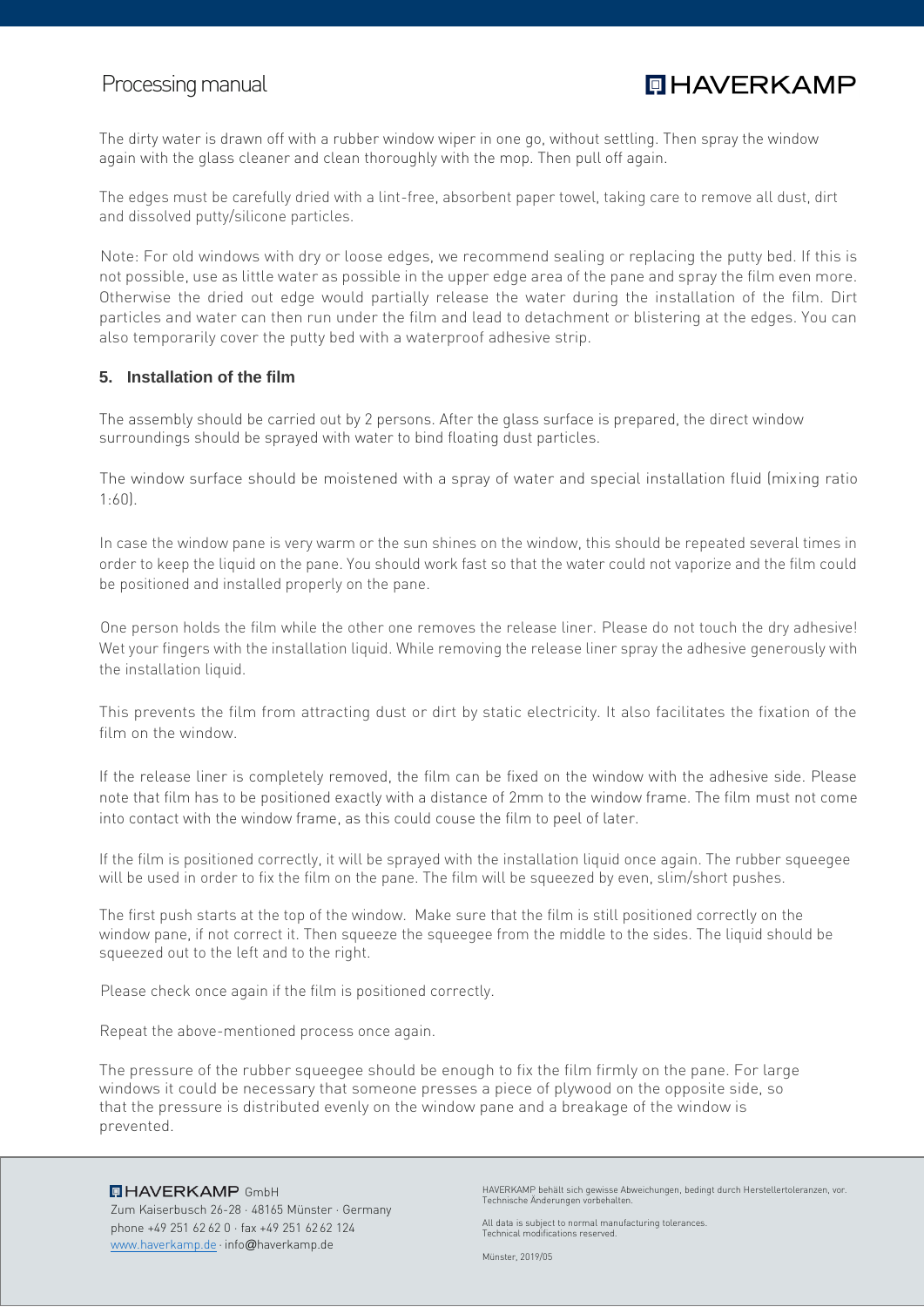The dirty water is drawn off with a rubber window wiper in one go, without settling. Then spray the window again with the glass cleaner and clean thoroughly with the mop. Then pull off again.

The edges must be carefully dried with a lint-free, absorbent paper towel, taking care to remove all dust, dirt and dissolved putty/silicone particles.

Note: For old windows with dry or loose edges, we recommend sealing or replacing the putty bed. If this is not possible, use as little water as possible in the upper edge area of the pane and spray the film even more. Otherwise the dried out edge would partially release the water during the installation of the film. Dirt particles and water can then run under the film and lead to detachment or blistering at the edges. You can also temporarily cover the putty bed with a waterproof adhesive strip.

## 5. Installation of the film

The assembly should be carried out by 2 persons. After the glass surface is prepared, the direct window surroundings should be sprayed with water to bind floating dust particles.

The window surface should be moistened with a spray of water and special installation fluid (mixing ratio 1:60).

In case the window pane is very warm or the sun shines on the window, this should be repeated several times in order to keep the liquid on the pane. You should work fast so that the water could not vaporize and the film could be positioned and installed properly on the pane.

One person holds the film while the other one removes the release liner. Please do not touch the dry adhesive! Wet your fingers with the installation liquid. While removing the release liner spray the adhesive generously with the installation liquid.

This prevents the film from attracting dust or dirt by static electricity. It also facilitates the fixation of the film on the window.

If the release liner is completely removed, the film can be fixed on the window with the adhesive side. Please note that film has to be positioned exactly with a distance of 2mm to the window frame. The film must not come into contact with the window frame, as this could couse the film to peel of later.

If the film is positioned correctly, it will be sprayed with the installation liquid once again. The rubber squeegee will be used in order to fix the film on the pane. The film will be squeezed by even, slim/short pushes.

The first push starts at the top of the window. Make sure that the film is still positioned correctly on the window pane, if not correct it. Then squeeze the squeegee from the middle to the sides. The liquid should be squeezed out to the left and to the right.

Please check once again if the film is positioned correctly.

Repeat the above-mentioned process once again.

The pressure of the rubber squeegee should be enough to fix the film firmly on the pane. For large windows it could be necessary that someone presses a piece of plywood on the opposite side, so that the pressure is distributed evenly on the window pane and a breakage of the window is prevented.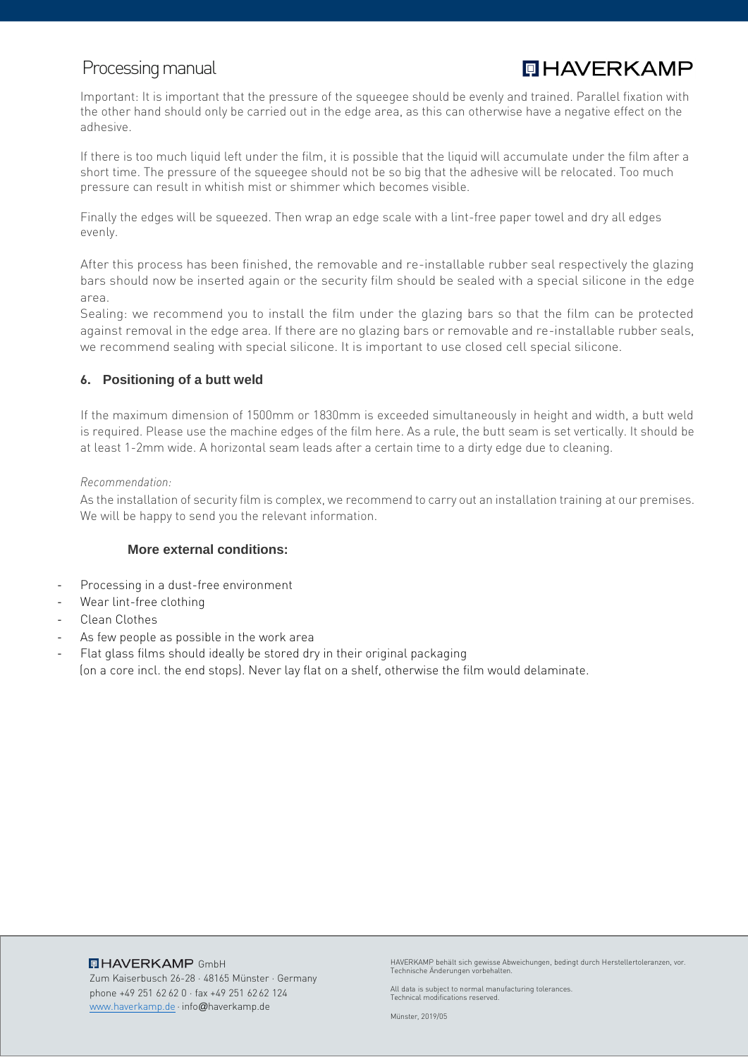Important: It is important that the pressure of the squeegee should be evenly and trained. Parallel fixation with the other hand should only be carried out in the edge area, as this can otherwise have a negative effect on the adhesive.

If there is too much liquid left under the film, it is possible that the liquid will accumulate under the film after a short time. The pressure of the squeegee should not be so big that the adhesive will be relocated. Too much pressure can result in whitish mist or shimmer which becomes visible.

Finally the edges will be squeezed. Then wrap an edge scale with a lint-free paper towel and dry all edges evenly.

After this process has been finished, the removable and re-installable rubber seal respectively the glazing bars should now be inserted again or the security film should be sealed with a special silicone in the edge area.
Sealing: we recommend you to install the film under the glazing bars so that the film can be protected against removal in the edge area. If there are no glazing bars or removable and re-installable rubber seals, we recommend sealing with special silicone. It is important to use closed cell special silicone.

## 6. Positioning of a butt weld

If the maximum dimension of 1500mm or 1830mm is exceeded simultaneously in height and width, a butt weld is required. Please use the machine edges of the film here. As a rule, the butt seam is set vertically. It should be at least 1-2mm wide. A horizontal seam leads after a certain time to a dirty edge due to cleaning.

*Recommendation:*

As the installation of security film is complex, we recommend to carry out an installation training at our premises. We will be happy to send you the relevant information.

### More external conditions:

- Processing in a dust-free environment
- Wear lint-free clothing
- Clean Clothes
- As few people as possible in the work area
- Flat glass films should ideally be stored dry in their original packaging (on a core incl. the end stops). Never lay flat on a shelf, otherwise the film would delaminate.

HAVERKAMP GmbH
Zum Kaiserbusch 26-28 · 48165 Münster · Germany
phone +49 251 62 62 0 · fax +49 251 62 62 124
www.haverkamp.de · info@haverkamp.de

HAVERKAMP behält sich gewisse Abweichungen, bedingt durch Herstellertoleranzen, vor. Technische Änderungen vorbehalten.

All data is subject to normal manufacturing tolerances. Technical modifications reserved.

Münster, 2019/05